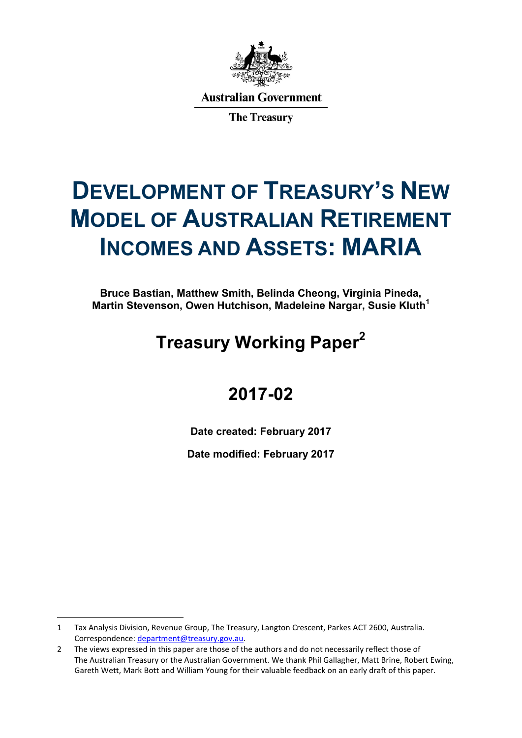Australian Government

The Treasury

# Development of Treasury's New Model of Australian Retirement Incomes and Assets: MARIA

**Bruce Bastian, Matthew Smith, Belinda Cheong, Virginia Pineda, Martin Stevenson, Owen Hutchison, Madeleine Nargar, Susie Kluth**[1]

## Treasury Working Paper[2]

## 2017-02

**Date created: February 2017**

**Date modified: February 2017**

---

1 Tax Analysis Division, Revenue Group, The Treasury, Langton Crescent, Parkes ACT 2600, Australia. Correspondence: department@treasury.gov.au.

2 The views expressed in this paper are those of the authors and do not necessarily reflect those of The Australian Treasury or the Australian Government. We thank Phil Gallagher, Matt Brine, Robert Ewing, Gareth Wett, Mark Bott and William Young for their valuable feedback on an early draft of this paper.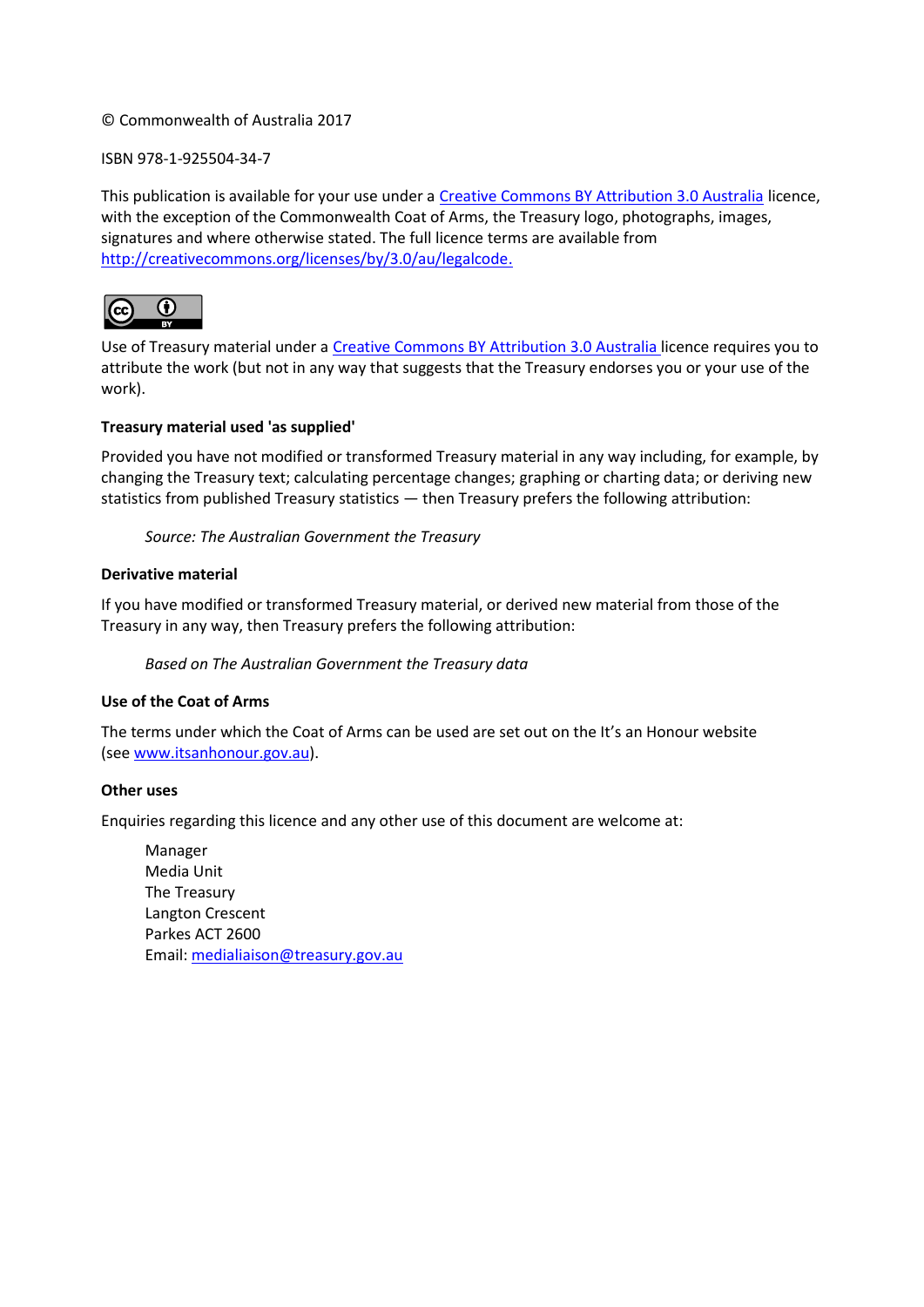© Commonwealth of Australia 2017

ISBN 978-1-925504-34-7

This publication is available for your use under a [Creative Commons BY Attribution 3.0 Australia](http://creativecommons.org/licenses/by/3.0/au/legalcode) licence, with the exception of the Commonwealth Coat of Arms, the Treasury logo, photographs, images, signatures and where otherwise stated. The full licence terms are available from http://creativecommons.org/licenses/by/3.0/au/legalcode.

Use of Treasury material under a [Creative Commons BY Attribution 3.0 Australia](http://creativecommons.org/licenses/by/3.0/au/legalcode) licence requires you to attribute the work (but not in any way that suggests that the Treasury endorses you or your use of the work).

**Treasury material used 'as supplied'**

Provided you have not modified or transformed Treasury material in any way including, for example, by changing the Treasury text; calculating percentage changes; graphing or charting data; or deriving new statistics from published Treasury statistics — then Treasury prefers the following attribution:

> *Source: The Australian Government the Treasury*

**Derivative material**

If you have modified or transformed Treasury material, or derived new material from those of the Treasury in any way, then Treasury prefers the following attribution:

> *Based on The Australian Government the Treasury data*

**Use of the Coat of Arms**

The terms under which the Coat of Arms can be used are set out on the It's an Honour website (see www.itsanhonour.gov.au).

**Other uses**

Enquiries regarding this licence and any other use of this document are welcome at:

> Manager
> Media Unit
> The Treasury
> Langton Crescent
> Parkes ACT 2600
> Email: medialiaison@treasury.gov.au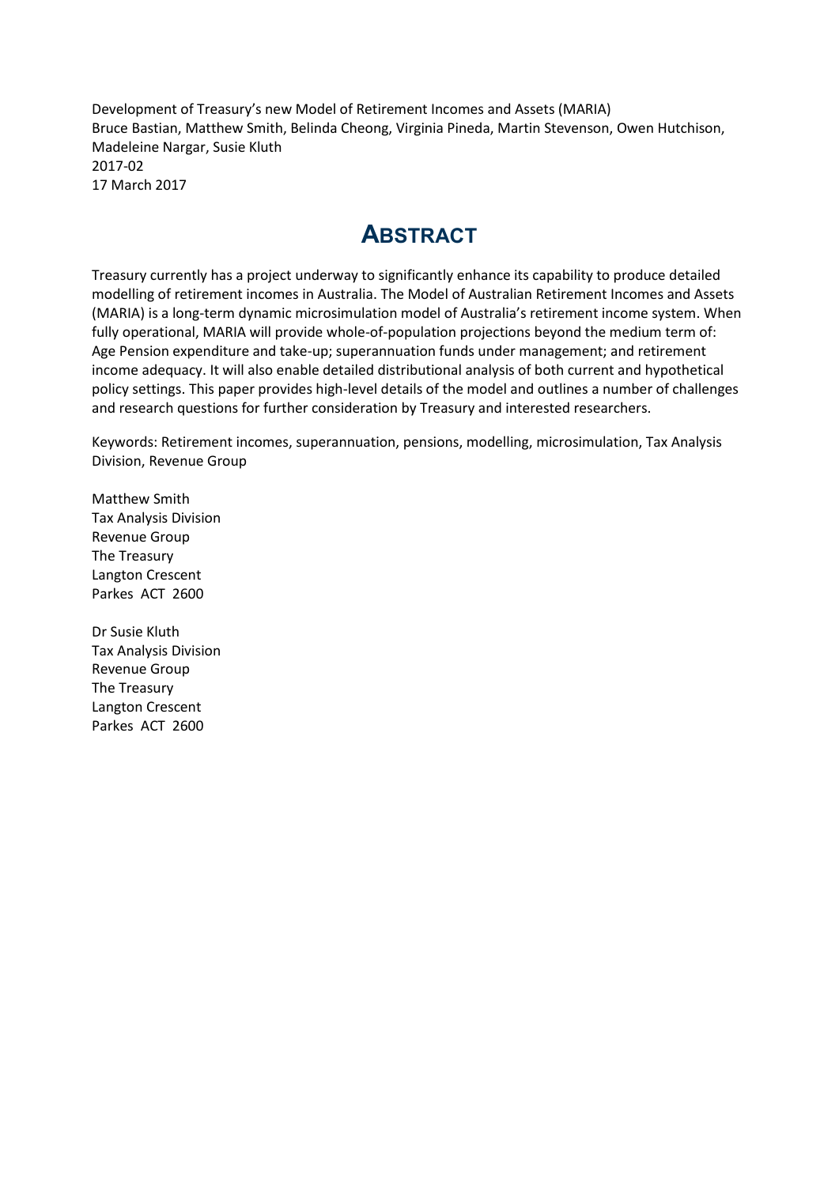Development of Treasury's new Model of Retirement Incomes and Assets (MARIA)
Bruce Bastian, Matthew Smith, Belinda Cheong, Virginia Pineda, Martin Stevenson, Owen Hutchison, Madeleine Nargar, Susie Kluth
2017-02
17 March 2017

# ABSTRACT

Treasury currently has a project underway to significantly enhance its capability to produce detailed modelling of retirement incomes in Australia. The Model of Australian Retirement Incomes and Assets (MARIA) is a long-term dynamic microsimulation model of Australia's retirement income system. When fully operational, MARIA will provide whole-of-population projections beyond the medium term of: Age Pension expenditure and take-up; superannuation funds under management; and retirement income adequacy. It will also enable detailed distributional analysis of both current and hypothetical policy settings. This paper provides high-level details of the model and outlines a number of challenges and research questions for further consideration by Treasury and interested researchers.

Keywords: Retirement incomes, superannuation, pensions, modelling, microsimulation, Tax Analysis Division, Revenue Group

Matthew Smith
Tax Analysis Division
Revenue Group
The Treasury
Langton Crescent
Parkes ACT 2600

Dr Susie Kluth
Tax Analysis Division
Revenue Group
The Treasury
Langton Crescent
Parkes ACT 2600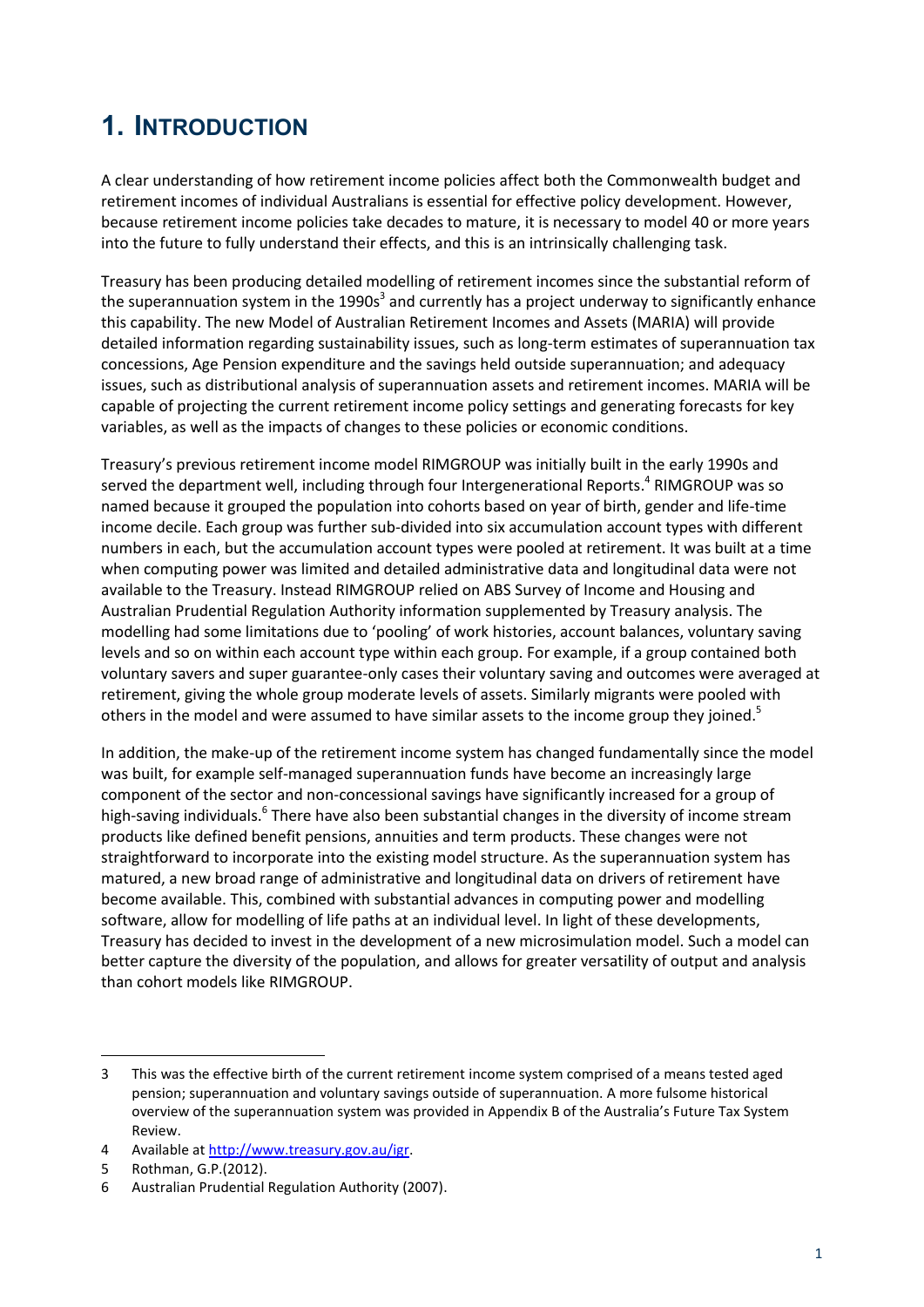# 1. INTRODUCTION

A clear understanding of how retirement income policies affect both the Commonwealth budget and retirement incomes of individual Australians is essential for effective policy development. However, because retirement income policies take decades to mature, it is necessary to model 40 or more years into the future to fully understand their effects, and this is an intrinsically challenging task.

Treasury has been producing detailed modelling of retirement incomes since the substantial reform of the superannuation system in the 1990s[3] and currently has a project underway to significantly enhance this capability. The new Model of Australian Retirement Incomes and Assets (MARIA) will provide detailed information regarding sustainability issues, such as long-term estimates of superannuation tax concessions, Age Pension expenditure and the savings held outside superannuation; and adequacy issues, such as distributional analysis of superannuation assets and retirement incomes. MARIA will be capable of projecting the current retirement income policy settings and generating forecasts for key variables, as well as the impacts of changes to these policies or economic conditions.

Treasury's previous retirement income model RIMGROUP was initially built in the early 1990s and served the department well, including through four Intergenerational Reports.[4] RIMGROUP was so named because it grouped the population into cohorts based on year of birth, gender and life-time income decile. Each group was further sub-divided into six accumulation account types with different numbers in each, but the accumulation account types were pooled at retirement. It was built at a time when computing power was limited and detailed administrative data and longitudinal data were not available to the Treasury. Instead RIMGROUP relied on ABS Survey of Income and Housing and Australian Prudential Regulation Authority information supplemented by Treasury analysis. The modelling had some limitations due to 'pooling' of work histories, account balances, voluntary saving levels and so on within each account type within each group. For example, if a group contained both voluntary savers and super guarantee-only cases their voluntary saving and outcomes were averaged at retirement, giving the whole group moderate levels of assets. Similarly migrants were pooled with others in the model and were assumed to have similar assets to the income group they joined.[5]

In addition, the make-up of the retirement income system has changed fundamentally since the model was built, for example self-managed superannuation funds have become an increasingly large component of the sector and non-concessional savings have significantly increased for a group of high-saving individuals.[6] There have also been substantial changes in the diversity of income stream products like defined benefit pensions, annuities and term products. These changes were not straightforward to incorporate into the existing model structure. As the superannuation system has matured, a new broad range of administrative and longitudinal data on drivers of retirement have become available. This, combined with substantial advances in computing power and modelling software, allow for modelling of life paths at an individual level. In light of these developments, Treasury has decided to invest in the development of a new microsimulation model. Such a model can better capture the diversity of the population, and allows for greater versatility of output and analysis than cohort models like RIMGROUP.

---

3 This was the effective birth of the current retirement income system comprised of a means tested aged pension; superannuation and voluntary savings outside of superannuation. A more fulsome historical overview of the superannuation system was provided in Appendix B of the Australia's Future Tax System Review.

4 Available at http://www.treasury.gov.au/igr.

5 Rothman, G.P.(2012).

6 Australian Prudential Regulation Authority (2007).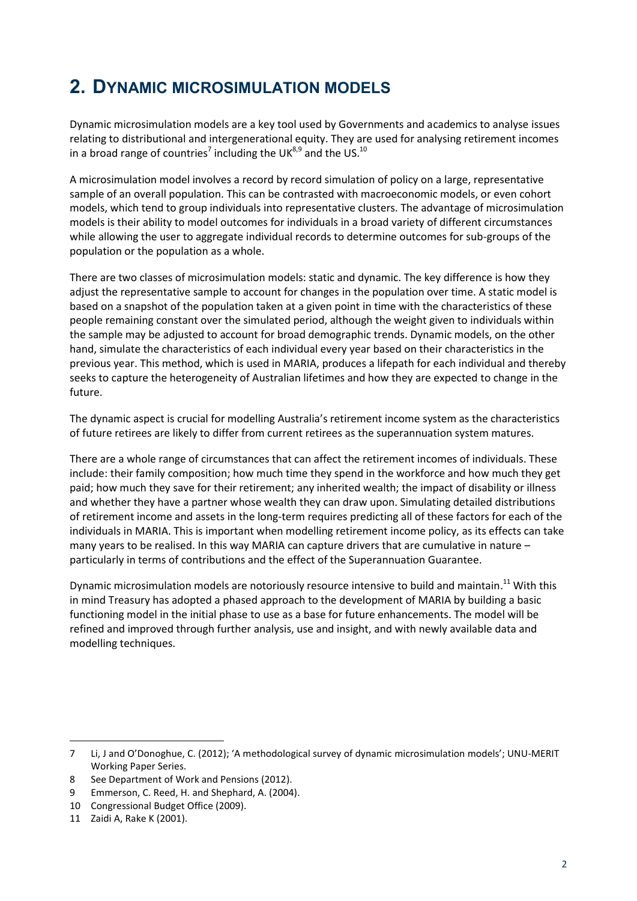## 2. DYNAMIC MICROSIMULATION MODELS

Dynamic microsimulation models are a key tool used by Governments and academics to analyse issues relating to distributional and intergenerational equity. They are used for analysing retirement incomes in a broad range of countries[7] including the UK[8,9] and the US.[10]

A microsimulation model involves a record by record simulation of policy on a large, representative sample of an overall population. This can be contrasted with macroeconomic models, or even cohort models, which tend to group individuals into representative clusters. The advantage of microsimulation models is their ability to model outcomes for individuals in a broad variety of different circumstances while allowing the user to aggregate individual records to determine outcomes for sub-groups of the population or the population as a whole.

There are two classes of microsimulation models: static and dynamic. The key difference is how they adjust the representative sample to account for changes in the population over time. A static model is based on a snapshot of the population taken at a given point in time with the characteristics of these people remaining constant over the simulated period, although the weight given to individuals within the sample may be adjusted to account for broad demographic trends. Dynamic models, on the other hand, simulate the characteristics of each individual every year based on their characteristics in the previous year. This method, which is used in MARIA, produces a lifepath for each individual and thereby seeks to capture the heterogeneity of Australian lifetimes and how they are expected to change in the future.

The dynamic aspect is crucial for modelling Australia's retirement income system as the characteristics of future retirees are likely to differ from current retirees as the superannuation system matures.

There are a whole range of circumstances that can affect the retirement incomes of individuals. These include: their family composition; how much time they spend in the workforce and how much they get paid; how much they save for their retirement; any inherited wealth; the impact of disability or illness and whether they have a partner whose wealth they can draw upon. Simulating detailed distributions of retirement income and assets in the long-term requires predicting all of these factors for each of the individuals in MARIA. This is important when modelling retirement income policy, as its effects can take many years to be realised. In this way MARIA can capture drivers that are cumulative in nature – particularly in terms of contributions and the effect of the Superannuation Guarantee.

Dynamic microsimulation models are notoriously resource intensive to build and maintain.[11] With this in mind Treasury has adopted a phased approach to the development of MARIA by building a basic functioning model in the initial phase to use as a base for future enhancements. The model will be refined and improved through further analysis, use and insight, and with newly available data and modelling techniques.

---

7 Li, J and O'Donoghue, C. (2012); 'A methodological survey of dynamic microsimulation models'; UNU-MERIT Working Paper Series.

8 See Department of Work and Pensions (2012).

9 Emmerson, C. Reed, H. and Shephard, A. (2004).

10 Congressional Budget Office (2009).

11 Zaidi A, Rake K (2001).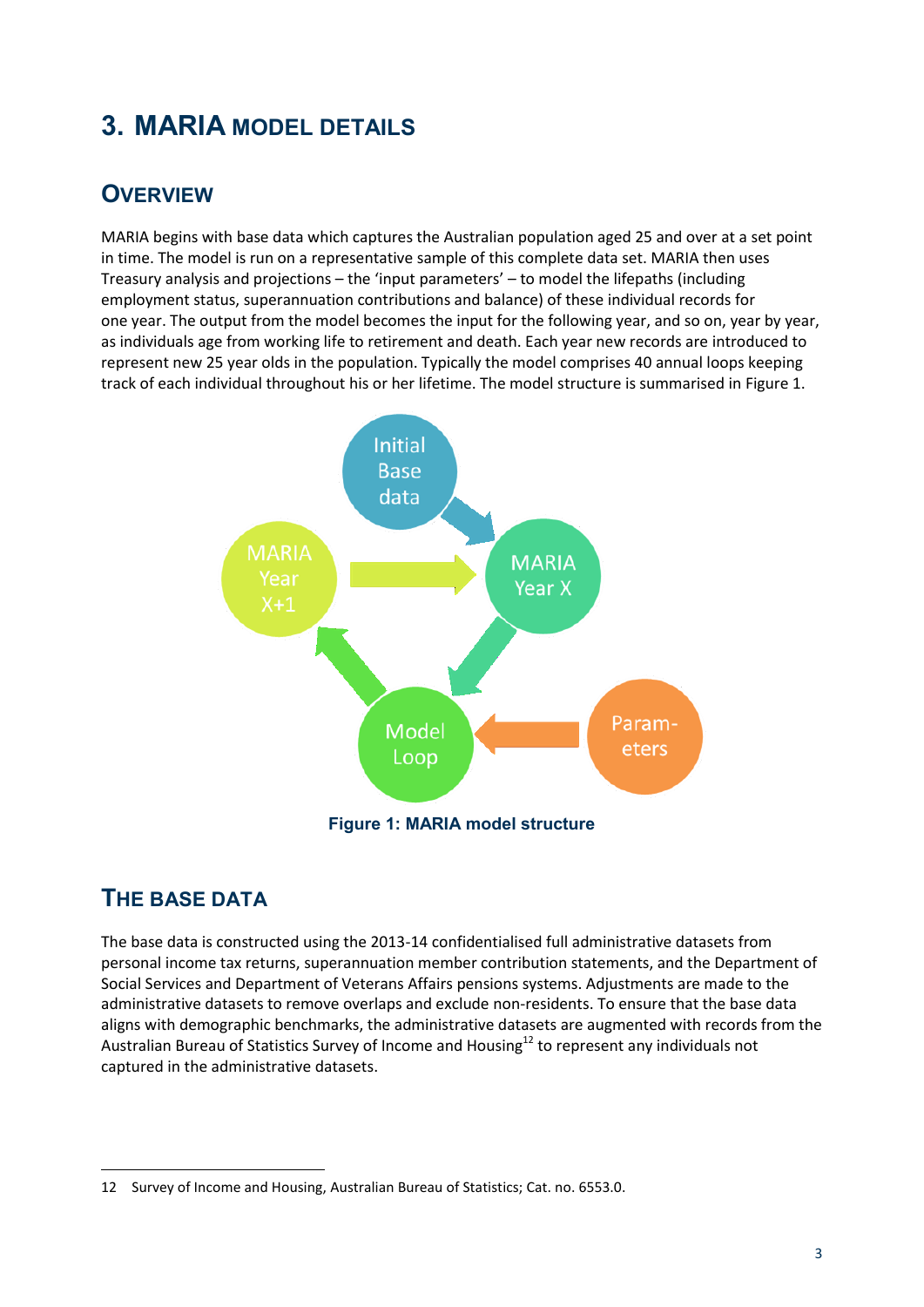# 3. MARIA MODEL DETAILS

## OVERVIEW

MARIA begins with base data which captures the Australian population aged 25 and over at a set point in time. The model is run on a representative sample of this complete data set. MARIA then uses Treasury analysis and projections – the 'input parameters' – to model the lifepaths (including employment status, superannuation contributions and balance) of these individual records for one year. The output from the model becomes the input for the following year, and so on, year by year, as individuals age from working life to retirement and death. Each year new records are introduced to represent new 25 year olds in the population. Typically the model comprises 40 annual loops keeping track of each individual throughout his or her lifetime. The model structure is summarised in Figure 1.

Figure 1: MARIA model structure

## THE BASE DATA

The base data is constructed using the 2013-14 confidentialised full administrative datasets from personal income tax returns, superannuation member contribution statements, and the Department of Social Services and Department of Veterans Affairs pensions systems. Adjustments are made to the administrative datasets to remove overlaps and exclude non-residents. To ensure that the base data aligns with demographic benchmarks, the administrative datasets are augmented with records from the Australian Bureau of Statistics Survey of Income and Housing[12] to represent any individuals not captured in the administrative datasets.

12 Survey of Income and Housing, Australian Bureau of Statistics; Cat. no. 6553.0.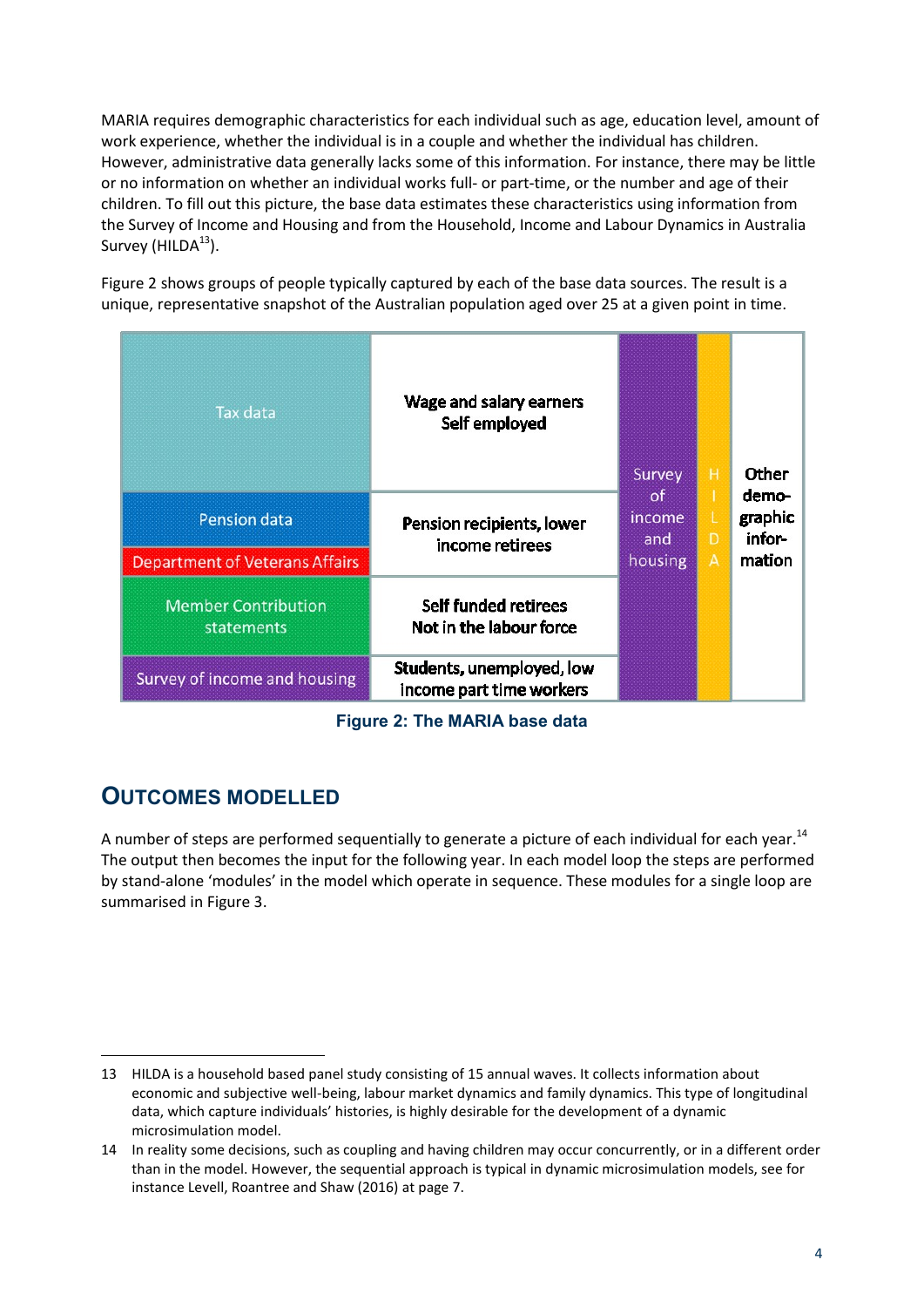MARIA requires demographic characteristics for each individual such as age, education level, amount of work experience, whether the individual is in a couple and whether the individual has children. However, administrative data generally lacks some of this information. For instance, there may be little or no information on whether an individual works full- or part-time, or the number and age of their children. To fill out this picture, the base data estimates these characteristics using information from the Survey of Income and Housing and from the Household, Income and Labour Dynamics in Australia Survey (HILDA[13]).

Figure 2 shows groups of people typically captured by each of the base data sources. The result is a unique, representative snapshot of the Australian population aged over 25 at a given point in time.

| Source | Groups captured | | | |
|---|---|---|---|---|
| Tax data | **Wage and salary earners Self employed** | Survey of income and housing | HILDA | **Other demographic information** |
| Pension data / Department of Veterans Affairs | **Pension recipients, lower income retirees** | | | |
| Member Contribution statements | **Self funded retirees Not in the labour force** | | | |
| Survey of income and housing | **Students, unemployed, low income part time workers** | | | |

**Figure 2: The MARIA base data**

## Outcomes modelled

A number of steps are performed sequentially to generate a picture of each individual for each year.[14] The output then becomes the input for the following year. In each model loop the steps are performed by stand-alone 'modules' in the model which operate in sequence. These modules for a single loop are summarised in Figure 3.

---

13 HILDA is a household based panel study consisting of 15 annual waves. It collects information about economic and subjective well-being, labour market dynamics and family dynamics. This type of longitudinal data, which capture individuals' histories, is highly desirable for the development of a dynamic microsimulation model.

14 In reality some decisions, such as coupling and having children may occur concurrently, or in a different order than in the model. However, the sequential approach is typical in dynamic microsimulation models, see for instance Levell, Roantree and Shaw (2016) at page 7.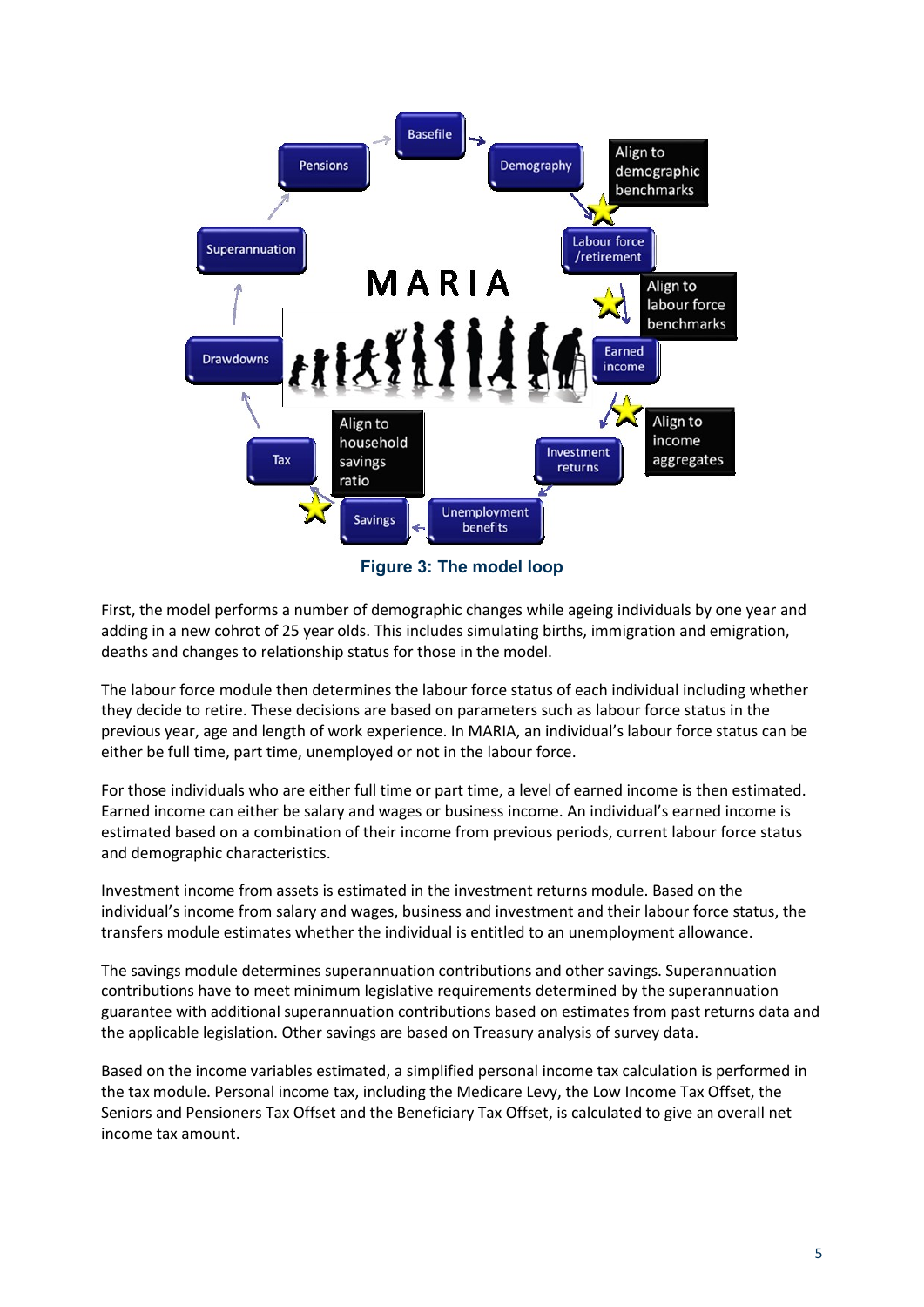**Figure 3: The model loop**

First, the model performs a number of demographic changes while ageing individuals by one year and adding in a new cohrot of 25 year olds. This includes simulating births, immigration and emigration, deaths and changes to relationship status for those in the model.

The labour force module then determines the labour force status of each individual including whether they decide to retire. These decisions are based on parameters such as labour force status in the previous year, age and length of work experience. In MARIA, an individual's labour force status can be either be full time, part time, unemployed or not in the labour force.

For those individuals who are either full time or part time, a level of earned income is then estimated. Earned income can either be salary and wages or business income. An individual's earned income is estimated based on a combination of their income from previous periods, current labour force status and demographic characteristics.

Investment income from assets is estimated in the investment returns module. Based on the individual's income from salary and wages, business and investment and their labour force status, the transfers module estimates whether the individual is entitled to an unemployment allowance.

The savings module determines superannuation contributions and other savings. Superannuation contributions have to meet minimum legislative requirements determined by the superannuation guarantee with additional superannuation contributions based on estimates from past returns data and the applicable legislation. Other savings are based on Treasury analysis of survey data.

Based on the income variables estimated, a simplified personal income tax calculation is performed in the tax module. Personal income tax, including the Medicare Levy, the Low Income Tax Offset, the Seniors and Pensioners Tax Offset and the Beneficiary Tax Offset, is calculated to give an overall net income tax amount.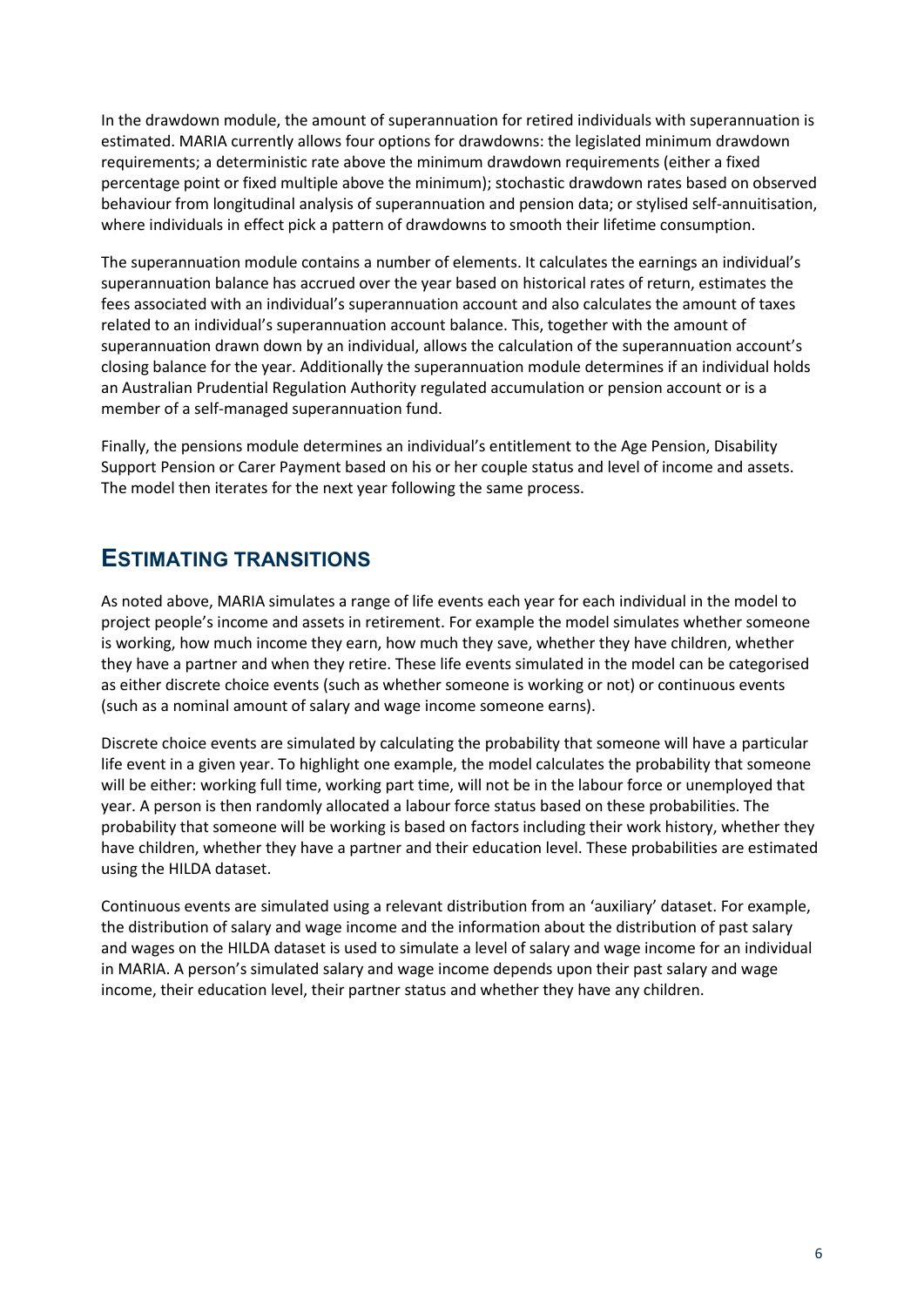In the drawdown module, the amount of superannuation for retired individuals with superannuation is estimated. MARIA currently allows four options for drawdowns: the legislated minimum drawdown requirements; a deterministic rate above the minimum drawdown requirements (either a fixed percentage point or fixed multiple above the minimum); stochastic drawdown rates based on observed behaviour from longitudinal analysis of superannuation and pension data; or stylised self-annuitisation, where individuals in effect pick a pattern of drawdowns to smooth their lifetime consumption.

The superannuation module contains a number of elements. It calculates the earnings an individual's superannuation balance has accrued over the year based on historical rates of return, estimates the fees associated with an individual's superannuation account and also calculates the amount of taxes related to an individual's superannuation account balance. This, together with the amount of superannuation drawn down by an individual, allows the calculation of the superannuation account's closing balance for the year. Additionally the superannuation module determines if an individual holds an Australian Prudential Regulation Authority regulated accumulation or pension account or is a member of a self-managed superannuation fund.

Finally, the pensions module determines an individual's entitlement to the Age Pension, Disability Support Pension or Carer Payment based on his or her couple status and level of income and assets. The model then iterates for the next year following the same process.

## ESTIMATING TRANSITIONS

As noted above, MARIA simulates a range of life events each year for each individual in the model to project people's income and assets in retirement. For example the model simulates whether someone is working, how much income they earn, how much they save, whether they have children, whether they have a partner and when they retire. These life events simulated in the model can be categorised as either discrete choice events (such as whether someone is working or not) or continuous events (such as a nominal amount of salary and wage income someone earns).

Discrete choice events are simulated by calculating the probability that someone will have a particular life event in a given year. To highlight one example, the model calculates the probability that someone will be either: working full time, working part time, will not be in the labour force or unemployed that year. A person is then randomly allocated a labour force status based on these probabilities. The probability that someone will be working is based on factors including their work history, whether they have children, whether they have a partner and their education level. These probabilities are estimated using the HILDA dataset.

Continuous events are simulated using a relevant distribution from an 'auxiliary' dataset. For example, the distribution of salary and wage income and the information about the distribution of past salary and wages on the HILDA dataset is used to simulate a level of salary and wage income for an individual in MARIA. A person's simulated salary and wage income depends upon their past salary and wage income, their education level, their partner status and whether they have any children.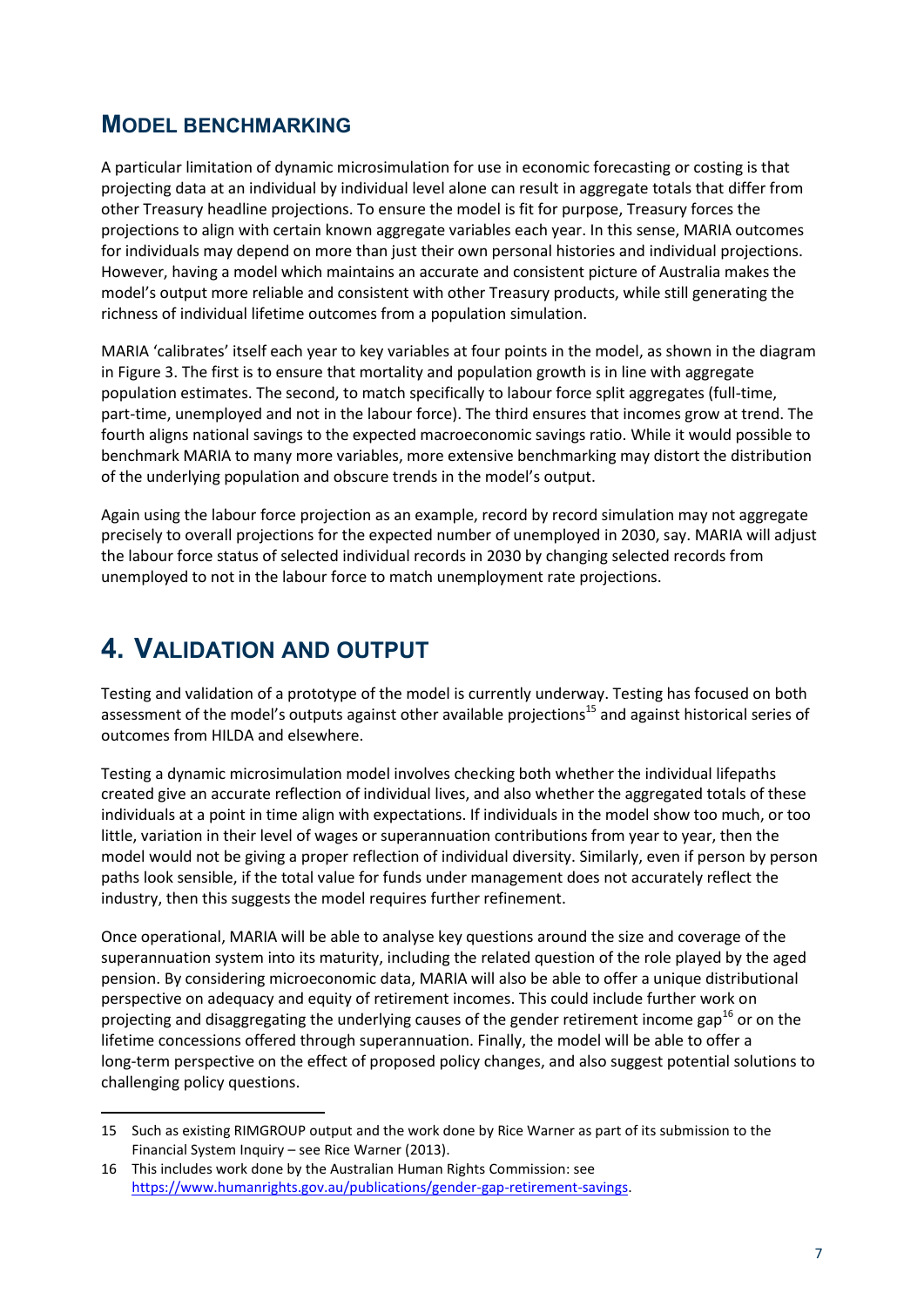## MODEL BENCHMARKING

A particular limitation of dynamic microsimulation for use in economic forecasting or costing is that projecting data at an individual by individual level alone can result in aggregate totals that differ from other Treasury headline projections. To ensure the model is fit for purpose, Treasury forces the projections to align with certain known aggregate variables each year. In this sense, MARIA outcomes for individuals may depend on more than just their own personal histories and individual projections. However, having a model which maintains an accurate and consistent picture of Australia makes the model's output more reliable and consistent with other Treasury products, while still generating the richness of individual lifetime outcomes from a population simulation.

MARIA 'calibrates' itself each year to key variables at four points in the model, as shown in the diagram in Figure 3. The first is to ensure that mortality and population growth is in line with aggregate population estimates. The second, to match specifically to labour force split aggregates (full-time, part-time, unemployed and not in the labour force). The third ensures that incomes grow at trend. The fourth aligns national savings to the expected macroeconomic savings ratio. While it would possible to benchmark MARIA to many more variables, more extensive benchmarking may distort the distribution of the underlying population and obscure trends in the model's output.

Again using the labour force projection as an example, record by record simulation may not aggregate precisely to overall projections for the expected number of unemployed in 2030, say. MARIA will adjust the labour force status of selected individual records in 2030 by changing selected records from unemployed to not in the labour force to match unemployment rate projections.

# 4. VALIDATION AND OUTPUT

Testing and validation of a prototype of the model is currently underway. Testing has focused on both assessment of the model's outputs against other available projections[15] and against historical series of outcomes from HILDA and elsewhere.

Testing a dynamic microsimulation model involves checking both whether the individual lifepaths created give an accurate reflection of individual lives, and also whether the aggregated totals of these individuals at a point in time align with expectations. If individuals in the model show too much, or too little, variation in their level of wages or superannuation contributions from year to year, then the model would not be giving a proper reflection of individual diversity. Similarly, even if person by person paths look sensible, if the total value for funds under management does not accurately reflect the industry, then this suggests the model requires further refinement.

Once operational, MARIA will be able to analyse key questions around the size and coverage of the superannuation system into its maturity, including the related question of the role played by the aged pension. By considering microeconomic data, MARIA will also be able to offer a unique distributional perspective on adequacy and equity of retirement incomes. This could include further work on projecting and disaggregating the underlying causes of the gender retirement income gap[16] or on the lifetime concessions offered through superannuation. Finally, the model will be able to offer a long-term perspective on the effect of proposed policy changes, and also suggest potential solutions to challenging policy questions.

---

15 Such as existing RIMGROUP output and the work done by Rice Warner as part of its submission to the Financial System Inquiry – see Rice Warner (2013).

16 This includes work done by the Australian Human Rights Commission: see https://www.humanrights.gov.au/publications/gender-gap-retirement-savings.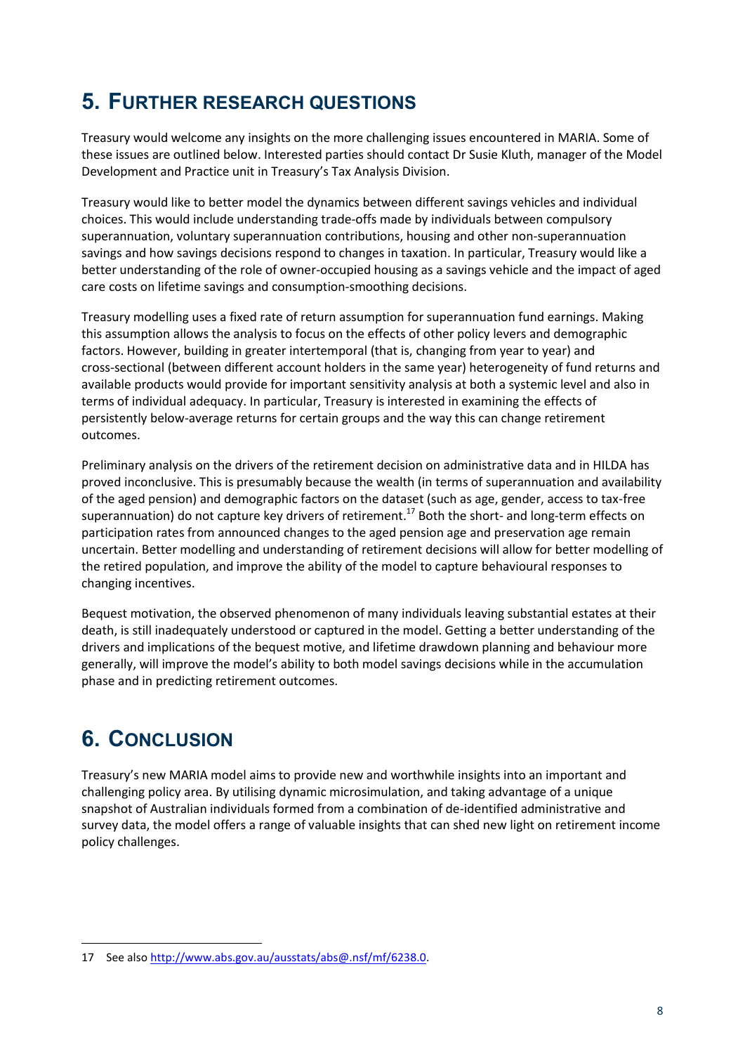## 5. FURTHER RESEARCH QUESTIONS

Treasury would welcome any insights on the more challenging issues encountered in MARIA. Some of these issues are outlined below. Interested parties should contact Dr Susie Kluth, manager of the Model Development and Practice unit in Treasury's Tax Analysis Division.

Treasury would like to better model the dynamics between different savings vehicles and individual choices. This would include understanding trade-offs made by individuals between compulsory superannuation, voluntary superannuation contributions, housing and other non-superannuation savings and how savings decisions respond to changes in taxation. In particular, Treasury would like a better understanding of the role of owner-occupied housing as a savings vehicle and the impact of aged care costs on lifetime savings and consumption-smoothing decisions.

Treasury modelling uses a fixed rate of return assumption for superannuation fund earnings. Making this assumption allows the analysis to focus on the effects of other policy levers and demographic factors. However, building in greater intertemporal (that is, changing from year to year) and cross-sectional (between different account holders in the same year) heterogeneity of fund returns and available products would provide for important sensitivity analysis at both a systemic level and also in terms of individual adequacy. In particular, Treasury is interested in examining the effects of persistently below-average returns for certain groups and the way this can change retirement outcomes.

Preliminary analysis on the drivers of the retirement decision on administrative data and in HILDA has proved inconclusive. This is presumably because the wealth (in terms of superannuation and availability of the aged pension) and demographic factors on the dataset (such as age, gender, access to tax-free superannuation) do not capture key drivers of retirement.[17] Both the short- and long-term effects on participation rates from announced changes to the aged pension age and preservation age remain uncertain. Better modelling and understanding of retirement decisions will allow for better modelling of the retired population, and improve the ability of the model to capture behavioural responses to changing incentives.

Bequest motivation, the observed phenomenon of many individuals leaving substantial estates at their death, is still inadequately understood or captured in the model. Getting a better understanding of the drivers and implications of the bequest motive, and lifetime drawdown planning and behaviour more generally, will improve the model's ability to both model savings decisions while in the accumulation phase and in predicting retirement outcomes.

## 6. CONCLUSION

Treasury's new MARIA model aims to provide new and worthwhile insights into an important and challenging policy area. By utilising dynamic microsimulation, and taking advantage of a unique snapshot of Australian individuals formed from a combination of de-identified administrative and survey data, the model offers a range of valuable insights that can shed new light on retirement income policy challenges.

---

17 See also http://www.abs.gov.au/ausstats/abs@.nsf/mf/6238.0.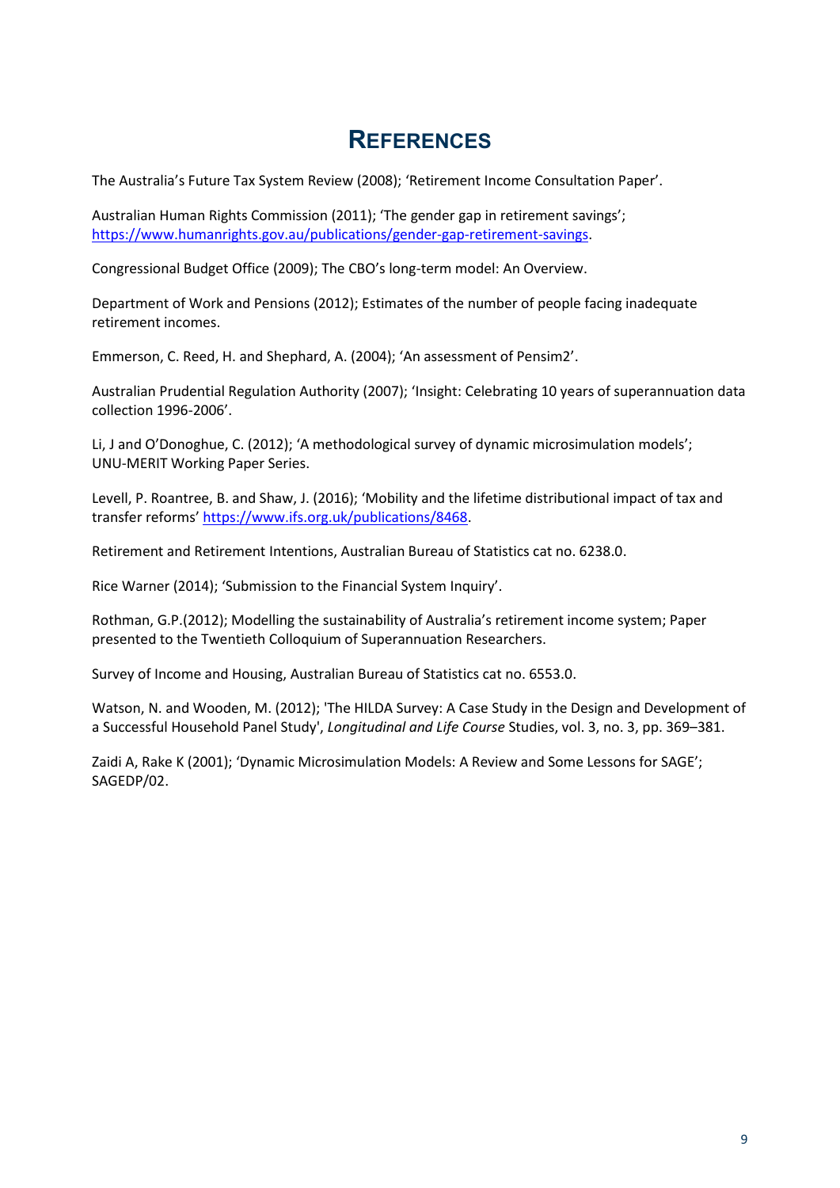# References

The Australia's Future Tax System Review (2008); 'Retirement Income Consultation Paper'.

Australian Human Rights Commission (2011); 'The gender gap in retirement savings'; https://www.humanrights.gov.au/publications/gender-gap-retirement-savings.

Congressional Budget Office (2009); The CBO's long-term model: An Overview.

Department of Work and Pensions (2012); Estimates of the number of people facing inadequate retirement incomes.

Emmerson, C. Reed, H. and Shephard, A. (2004); 'An assessment of Pensim2'.

Australian Prudential Regulation Authority (2007); 'Insight: Celebrating 10 years of superannuation data collection 1996-2006'.

Li, J and O'Donoghue, C. (2012); 'A methodological survey of dynamic microsimulation models'; UNU-MERIT Working Paper Series.

Levell, P. Roantree, B. and Shaw, J. (2016); 'Mobility and the lifetime distributional impact of tax and transfer reforms' https://www.ifs.org.uk/publications/8468.

Retirement and Retirement Intentions, Australian Bureau of Statistics cat no. 6238.0.

Rice Warner (2014); 'Submission to the Financial System Inquiry'.

Rothman, G.P.(2012); Modelling the sustainability of Australia's retirement income system; Paper presented to the Twentieth Colloquium of Superannuation Researchers.

Survey of Income and Housing, Australian Bureau of Statistics cat no. 6553.0.

Watson, N. and Wooden, M. (2012); 'The HILDA Survey: A Case Study in the Design and Development of a Successful Household Panel Study', *Longitudinal and Life Course* Studies, vol. 3, no. 3, pp. 369–381.

Zaidi A, Rake K (2001); 'Dynamic Microsimulation Models: A Review and Some Lessons for SAGE'; SAGEDP/02.